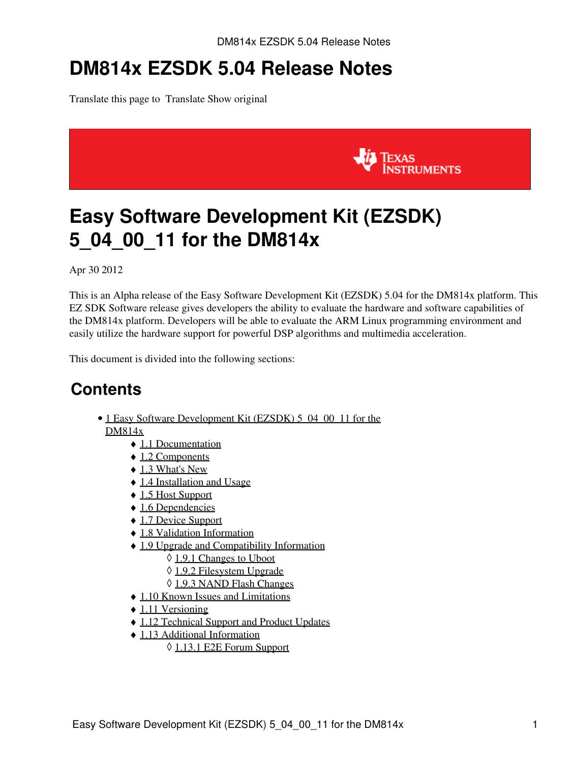# DM814x EZSDK 5.04 Release Notes

Translate this page to  Translate Show original

# Easy Software Development Kit (EZSDK) 5_04_00_11 for the DM814x

Apr 30 2012

This is an Alpha release of the Easy Software Development Kit (EZSDK) 5.04 for the DM814x platform. This EZ SDK Software release gives developers the ability to evaluate the hardware and software capabilities of the DM814x platform. Developers will be able to evaluate the ARM Linux programming environment and easily utilize the hardware support for powerful DSP algorithms and multimedia acceleration.

This document is divided into the following sections:

## Contents

- 1 Easy Software Development Kit (EZSDK) 5_04_00_11 for the DM814x
  - 1.1 Documentation
  - 1.2 Components
  - 1.3 What's New
  - 1.4 Installation and Usage
  - 1.5 Host Support
  - 1.6 Dependencies
  - 1.7 Device Support
  - 1.8 Validation Information
  - 1.9 Upgrade and Compatibility Information
    - 1.9.1 Changes to Uboot
    - 1.9.2 Filesystem Upgrade
    - 1.9.3 NAND Flash Changes
  - 1.10 Known Issues and Limitations
  - 1.11 Versioning
  - 1.12 Technical Support and Product Updates
  - 1.13 Additional Information
    - 1.13.1 E2E Forum Support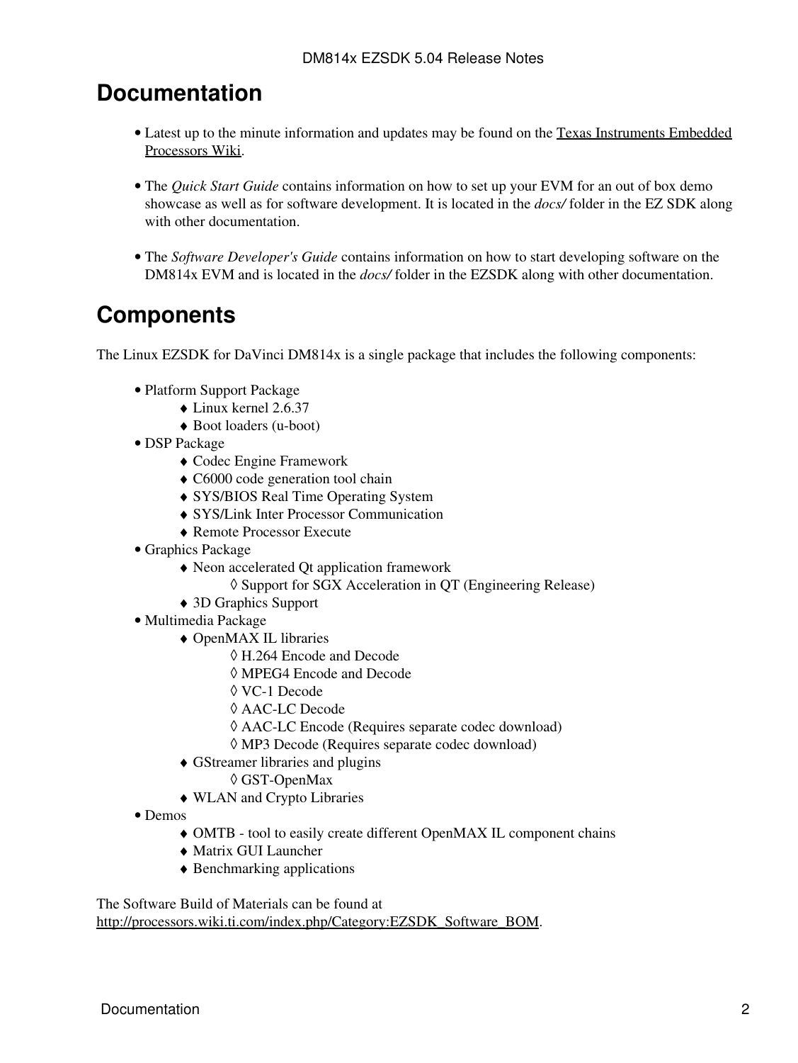# Documentation

- Latest up to the minute information and updates may be found on the Texas Instruments Embedded Processors Wiki.

- The *Quick Start Guide* contains information on how to set up your EVM for an out of box demo showcase as well as for software development. It is located in the *docs/* folder in the EZ SDK along with other documentation.

- The *Software Developer's Guide* contains information on how to start developing software on the DM814x EVM and is located in the *docs/* folder in the EZSDK along with other documentation.

# Components

The Linux EZSDK for DaVinci DM814x is a single package that includes the following components:

- Platform Support Package
  - Linux kernel 2.6.37
  - Boot loaders (u-boot)
- DSP Package
  - Codec Engine Framework
  - C6000 code generation tool chain
  - SYS/BIOS Real Time Operating System
  - SYS/Link Inter Processor Communication
  - Remote Processor Execute
- Graphics Package
  - Neon accelerated Qt application framework
    - Support for SGX Acceleration in QT (Engineering Release)
  - 3D Graphics Support
- Multimedia Package
  - OpenMAX IL libraries
    - H.264 Encode and Decode
    - MPEG4 Encode and Decode
    - VC-1 Decode
    - AAC-LC Decode
    - AAC-LC Encode (Requires separate codec download)
    - MP3 Decode (Requires separate codec download)
  - GStreamer libraries and plugins
    - GST-OpenMax
  - WLAN and Crypto Libraries
- Demos
  - OMTB - tool to easily create different OpenMAX IL component chains
  - Matrix GUI Launcher
  - Benchmarking applications

The Software Build of Materials can be found at http://processors.wiki.ti.com/index.php/Category:EZSDK_Software_BOM.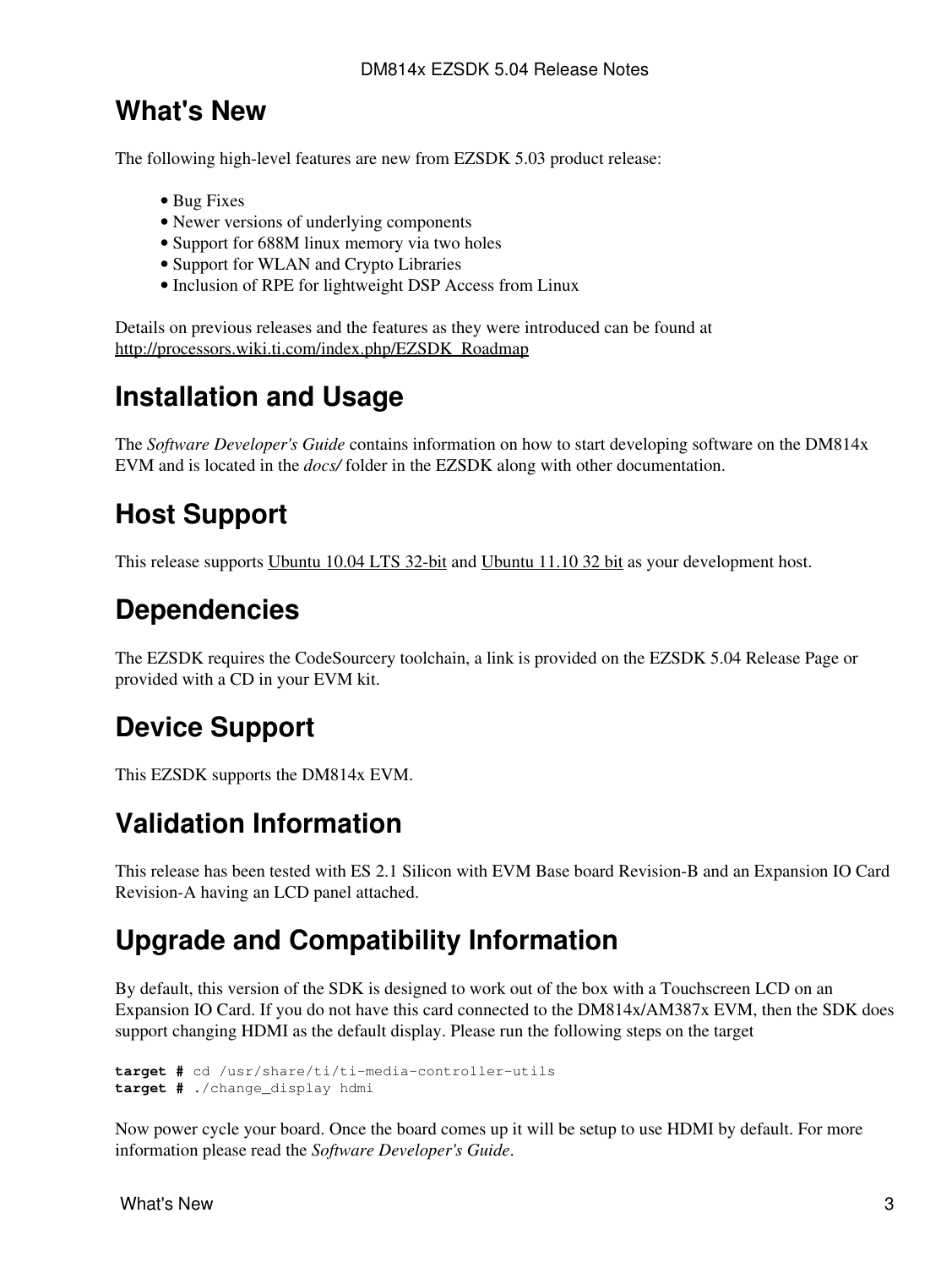# What's New

The following high-level features are new from EZSDK 5.03 product release:

- Bug Fixes
- Newer versions of underlying components
- Support for 688M linux memory via two holes
- Support for WLAN and Crypto Libraries
- Inclusion of RPE for lightweight DSP Access from Linux

Details on previous releases and the features as they were introduced can be found at http://processors.wiki.ti.com/index.php/EZSDK_Roadmap

# Installation and Usage

The *Software Developer's Guide* contains information on how to start developing software on the DM814x EVM and is located in the *docs/* folder in the EZSDK along with other documentation.

# Host Support

This release supports Ubuntu 10.04 LTS 32-bit and Ubuntu 11.10 32 bit as your development host.

# Dependencies

The EZSDK requires the CodeSourcery toolchain, a link is provided on the EZSDK 5.04 Release Page or provided with a CD in your EVM kit.

# Device Support

This EZSDK supports the DM814x EVM.

# Validation Information

This release has been tested with ES 2.1 Silicon with EVM Base board Revision-B and an Expansion IO Card Revision-A having an LCD panel attached.

# Upgrade and Compatibility Information

By default, this version of the SDK is designed to work out of the box with a Touchscreen LCD on an Expansion IO Card. If you do not have this card connected to the DM814x/AM387x EVM, then the SDK does support changing HDMI as the default display. Please run the following steps on the target

```
target # cd /usr/share/ti/ti-media-controller-utils
target # ./change_display hdmi
```

Now power cycle your board. Once the board comes up it will be setup to use HDMI by default. For more information please read the *Software Developer's Guide*.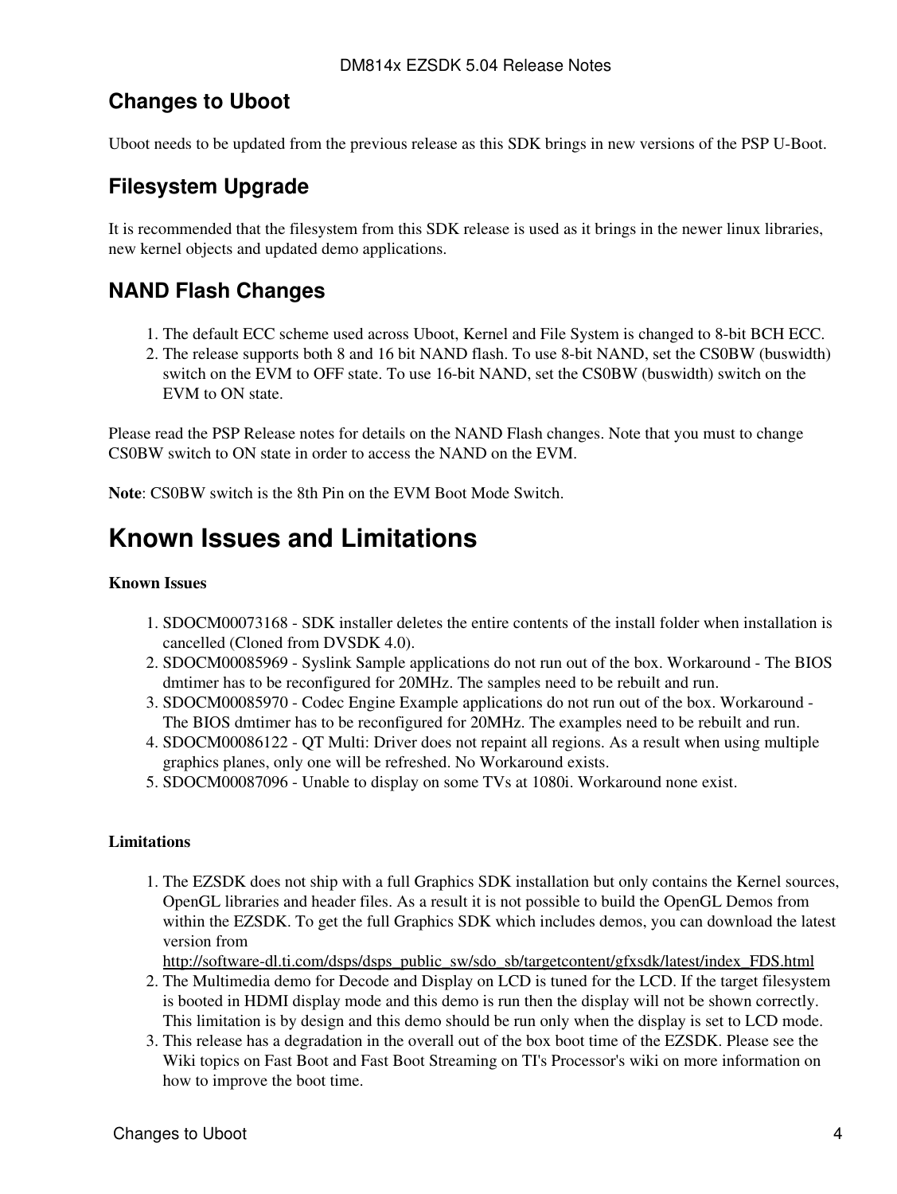## Changes to Uboot

Uboot needs to be updated from the previous release as this SDK brings in new versions of the PSP U-Boot.

## Filesystem Upgrade

It is recommended that the filesystem from this SDK release is used as it brings in the newer linux libraries, new kernel objects and updated demo applications.

## NAND Flash Changes

1. The default ECC scheme used across Uboot, Kernel and File System is changed to 8-bit BCH ECC.
2. The release supports both 8 and 16 bit NAND flash. To use 8-bit NAND, set the CS0BW (buswidth) switch on the EVM to OFF state. To use 16-bit NAND, set the CS0BW (buswidth) switch on the EVM to ON state.

Please read the PSP Release notes for details on the NAND Flash changes. Note that you must to change CS0BW switch to ON state in order to access the NAND on the EVM.

**Note**: CS0BW switch is the 8th Pin on the EVM Boot Mode Switch.

# Known Issues and Limitations

**Known Issues**

1. SDOCM00073168 - SDK installer deletes the entire contents of the install folder when installation is cancelled (Cloned from DVSDK 4.0).
2. SDOCM00085969 - Syslink Sample applications do not run out of the box. Workaround - The BIOS dmtimer has to be reconfigured for 20MHz. The samples need to be rebuilt and run.
3. SDOCM00085970 - Codec Engine Example applications do not run out of the box. Workaround - The BIOS dmtimer has to be reconfigured for 20MHz. The examples need to be rebuilt and run.
4. SDOCM00086122 - QT Multi: Driver does not repaint all regions. As a result when using multiple graphics planes, only one will be refreshed. No Workaround exists.
5. SDOCM00087096 - Unable to display on some TVs at 1080i. Workaround none exist.

**Limitations**

1. The EZSDK does not ship with a full Graphics SDK installation but only contains the Kernel sources, OpenGL libraries and header files. As a result it is not possible to build the OpenGL Demos from within the EZSDK. To get the full Graphics SDK which includes demos, you can download the latest version from http://software-dl.ti.com/dsps/dsps_public_sw/sdo_sb/targetcontent/gfxsdk/latest/index_FDS.html
2. The Multimedia demo for Decode and Display on LCD is tuned for the LCD. If the target filesystem is booted in HDMI display mode and this demo is run then the display will not be shown correctly. This limitation is by design and this demo should be run only when the display is set to LCD mode.
3. This release has a degradation in the overall out of the box boot time of the EZSDK. Please see the Wiki topics on Fast Boot and Fast Boot Streaming on TI's Processor's wiki on more information on how to improve the boot time.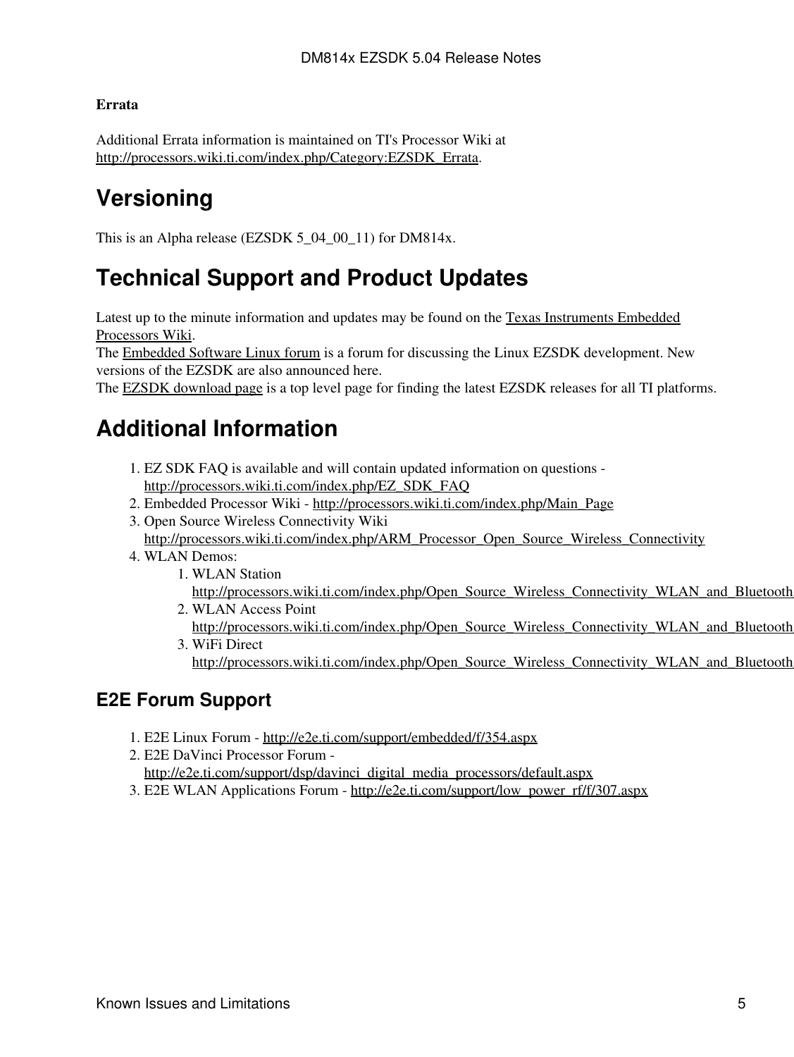**Errata**

Additional Errata information is maintained on TI's Processor Wiki at http://processors.wiki.ti.com/index.php/Category:EZSDK_Errata.

# Versioning

This is an Alpha release (EZSDK 5_04_00_11) for DM814x.

# Technical Support and Product Updates

Latest up to the minute information and updates may be found on the Texas Instruments Embedded Processors Wiki.
The Embedded Software Linux forum is a forum for discussing the Linux EZSDK development. New versions of the EZSDK are also announced here.
The EZSDK download page is a top level page for finding the latest EZSDK releases for all TI platforms.

# Additional Information

1. EZ SDK FAQ is available and will contain updated information on questions - http://processors.wiki.ti.com/index.php/EZ_SDK_FAQ
2. Embedded Processor Wiki - http://processors.wiki.ti.com/index.php/Main_Page
3. Open Source Wireless Connectivity Wiki http://processors.wiki.ti.com/index.php/ARM_Processor_Open_Source_Wireless_Connectivity
4. WLAN Demos:
    1. WLAN Station http://processors.wiki.ti.com/index.php/Open_Source_Wireless_Connectivity_WLAN_and_Bluetooth
    2. WLAN Access Point http://processors.wiki.ti.com/index.php/Open_Source_Wireless_Connectivity_WLAN_and_Bluetooth
    3. WiFi Direct http://processors.wiki.ti.com/index.php/Open_Source_Wireless_Connectivity_WLAN_and_Bluetooth

## E2E Forum Support

1. E2E Linux Forum - http://e2e.ti.com/support/embedded/f/354.aspx
2. E2E DaVinci Processor Forum - http://e2e.ti.com/support/dsp/davinci_digital_media_processors/default.aspx
3. E2E WLAN Applications Forum - http://e2e.ti.com/support/low_power_rf/f/307.aspx